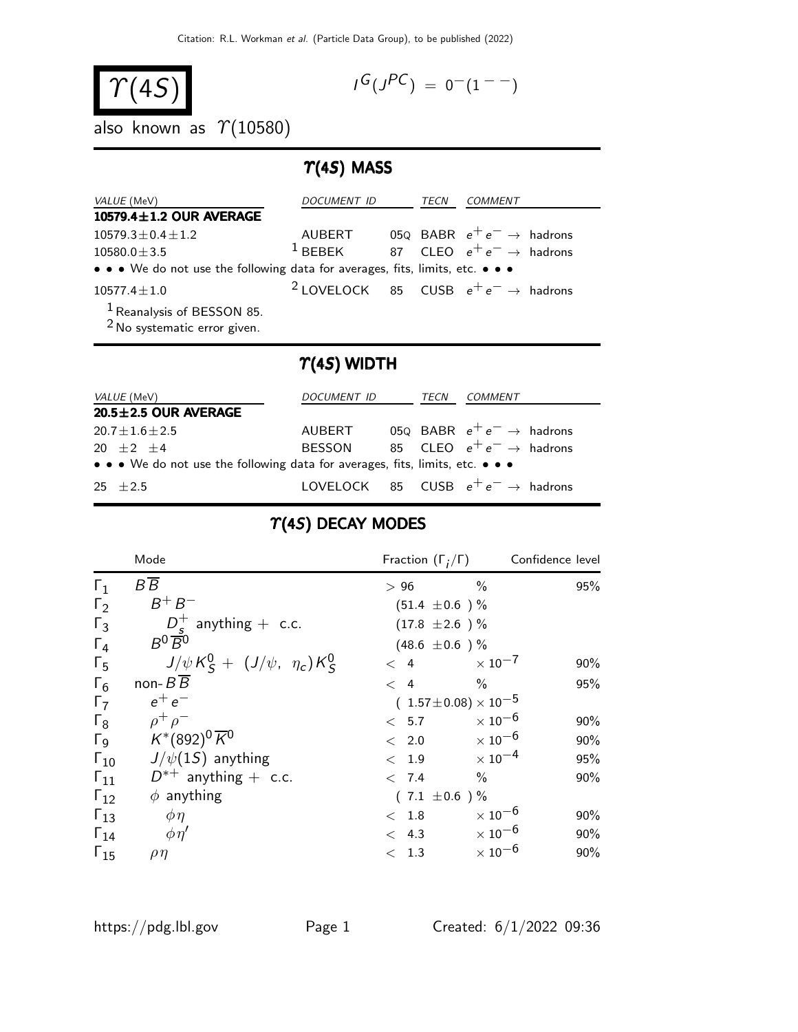# $\Upsilon(4S)$

$I^G(J^{PC}) = 0^-(1^{--})$

also known as $\Upsilon(10580)$

## $\Upsilon(4S)$ MASS

| VALUE (MeV) | DOCUMENT ID | | TECN | COMMENT |
|---|---|---|---|---|
| **10579.4±1.2 OUR AVERAGE** | | | | |
| 10579.3±0.4±1.2 | AUBERT | 05Q | BABR | $e^+e^- \to$ hadrons |
| 10580.0±3.5 | [1] BEBEK | 87 | CLEO | $e^+e^- \to$ hadrons |
| • • • We do not use the following data for averages, fits, limits, etc. • • • | | | | |
| 10577.4±1.0 | [2] LOVELOCK | 85 | CUSB | $e^+e^- \to$ hadrons |

[1] Reanalysis of BESSON 85.
[2] No systematic error given.

## $\Upsilon(4S)$ WIDTH

| VALUE (MeV) | DOCUMENT ID | | TECN | COMMENT |
|---|---|---|---|---|
| **20.5±2.5 OUR AVERAGE** | | | | |
| 20.7±1.6±2.5 | AUBERT | 05Q | BABR | $e^+e^- \to$ hadrons |
| 20 ±2 ±4 | BESSON | 85 | CLEO | $e^+e^- \to$ hadrons |
| • • • We do not use the following data for averages, fits, limits, etc. • • • | | | | |
| 25 ±2.5 | LOVELOCK | 85 | CUSB | $e^+e^- \to$ hadrons |

## $\Upsilon(4S)$ DECAY MODES

| | Mode | Fraction ($\Gamma_i/\Gamma$) | Confidence level |
|---|---|---|---|
| $\Gamma_1$ | $B\overline{B}$ | > 96 % | 95% |
| $\Gamma_2$ | $B^+B^-$ | (51.4 ±0.6 ) % | |
| $\Gamma_3$ | $D_s^+$ anything + c.c. | (17.8 ±2.6 ) % | |
| $\Gamma_4$ | $B^0\overline{B}^0$ | (48.6 ±0.6 ) % | |
| $\Gamma_5$ | $J/\psi K_S^0 + (J/\psi,\ \eta_c)K_S^0$ | < 4 $\times 10^{-7}$ | 90% |
| $\Gamma_6$ | non-$B\overline{B}$ | < 4 % | 95% |
| $\Gamma_7$ | $e^+e^-$ | ( 1.57±0.08) $\times 10^{-5}$ | |
| $\Gamma_8$ | $\rho^+\rho^-$ | < 5.7 $\times 10^{-6}$ | 90% |
| $\Gamma_9$ | $K^*(892)^0\overline{K}^0$ | < 2.0 $\times 10^{-6}$ | 90% |
| $\Gamma_{10}$ | $J/\psi(1S)$ anything | < 1.9 $\times 10^{-4}$ | 95% |
| $\Gamma_{11}$ | $D^{*+}$ anything + c.c. | < 7.4 % | 90% |
| $\Gamma_{12}$ | $\phi$ anything | ( 7.1 ±0.6 ) % | |
| $\Gamma_{13}$ | $\phi\eta$ | < 1.8 $\times 10^{-6}$ | 90% |
| $\Gamma_{14}$ | $\phi\eta'$ | < 4.3 $\times 10^{-6}$ | 90% |
| $\Gamma_{15}$ | $\rho\eta$ | < 1.3 $\times 10^{-6}$ | 90% |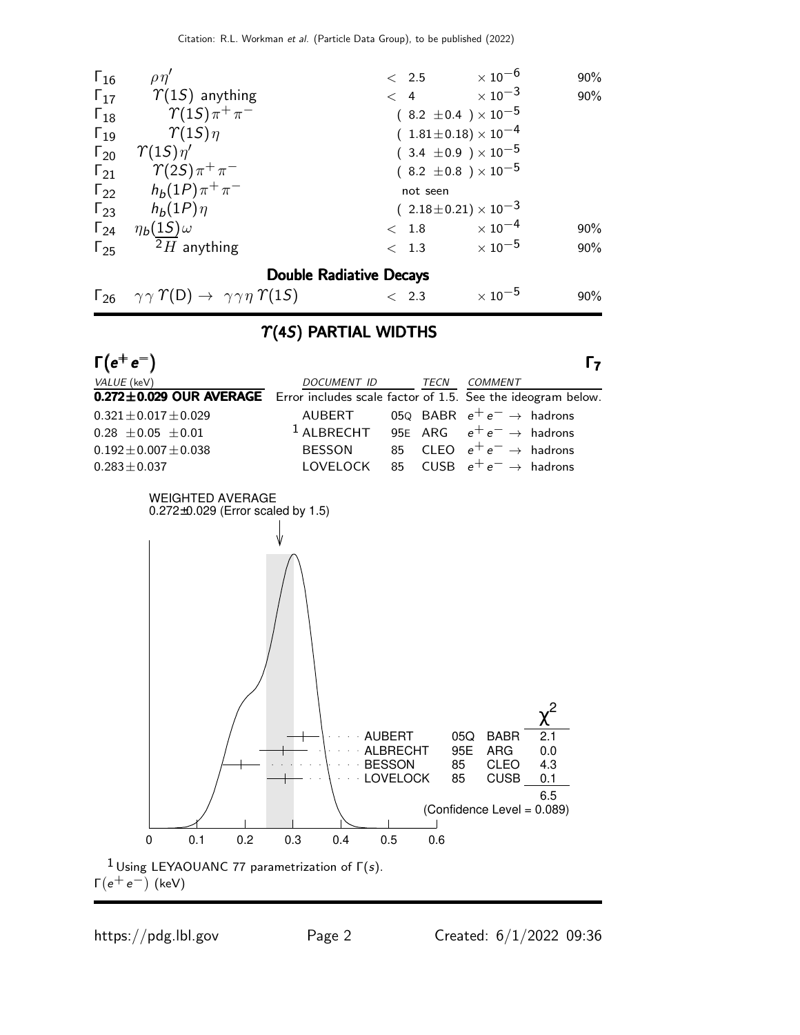| | Mode | Fraction | | Confidence level |
|---|---|---|---|---|
| $\Gamma_{16}$ | $\rho\eta'$ | $< 2.5$ | $\times 10^{-6}$ | 90% |
| $\Gamma_{17}$ | $\Upsilon(1S)$ anything | $< 4$ | $\times 10^{-3}$ | 90% |
| $\Gamma_{18}$ | $\Upsilon(1S)\pi^+\pi^-$ | $(8.2 \pm 0.4) \times 10^{-5}$ | | |
| $\Gamma_{19}$ | $\Upsilon(1S)\eta$ | $(1.81 \pm 0.18) \times 10^{-4}$ | | |
| $\Gamma_{20}$ | $\Upsilon(1S)\eta'$ | $(3.4 \pm 0.9) \times 10^{-5}$ | | |
| $\Gamma_{21}$ | $\Upsilon(2S)\pi^+\pi^-$ | $(8.2 \pm 0.8) \times 10^{-5}$ | | |
| $\Gamma_{22}$ | $h_b(1P)\pi^+\pi^-$ | not seen | | |
| $\Gamma_{23}$ | $h_b(1P)\eta$ | $(2.18 \pm 0.21) \times 10^{-3}$ | | |
| $\Gamma_{24}$ | $\eta_b(1S)\omega$ | $< 1.8$ | $\times 10^{-4}$ | 90% |
| $\Gamma_{25}$ | ${}^2\overline{H}$ anything | $< 1.3$ | $\times 10^{-5}$ | 90% |

**Double Radiative Decays**

| | Mode | Fraction | | Confidence level |
|---|---|---|---|---|
| $\Gamma_{26}$ | $\gamma\gamma\,\Upsilon(\mathrm{D}) \to \gamma\gamma\eta\,\Upsilon(1S)$ | $< 2.3$ | $\times 10^{-5}$ | 90% |

## $\Upsilon(4S)$ PARTIAL WIDTHS

### $\Gamma(e^+e^-)$ — $\Gamma_7$

| VALUE (keV) | DOCUMENT ID | | TECN | COMMENT |
|---|---|---|---|---|
| **$0.272 \pm 0.029$ OUR AVERAGE** | Error includes scale factor of 1.5. See the ideogram below. | | | |
| $0.321 \pm 0.017 \pm 0.029$ | AUBERT | 05Q | BABR | $e^+e^- \to$ hadrons |
| $0.28 \pm 0.05 \pm 0.01$ | [1] ALBRECHT | 95E | ARG | $e^+e^- \to$ hadrons |
| $0.192 \pm 0.007 \pm 0.038$ | BESSON | 85 | CLEO | $e^+e^- \to$ hadrons |
| $0.283 \pm 0.037$ | LOVELOCK | 85 | CUSB | $e^+e^- \to$ hadrons |

WEIGHTED AVERAGE
0.272±0.029 (Error scaled by 1.5)

| Experiment | | | $\chi^2$ |
|---|---|---|---|
| AUBERT | 05Q | BABR | 2.1 |
| ALBRECHT | 95E | ARG | 0.0 |
| BESSON | 85 | CLEO | 4.3 |
| LOVELOCK | 85 | CUSB | 0.1 |
| | | | 6.5 |

(Confidence Level = 0.089)

$\Gamma(e^+e^-)$ (keV)

[1] Using LEYAOUANC 77 parametrization of $\Gamma(s)$.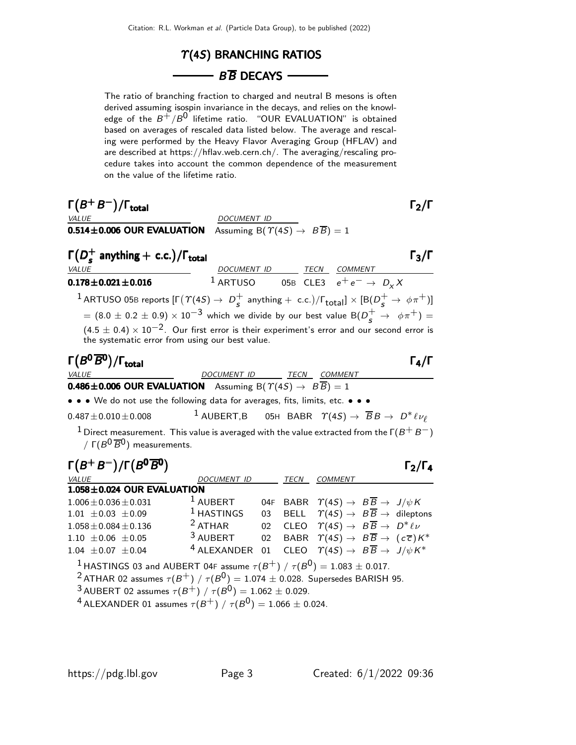# $\Upsilon(4S)$ BRANCHING RATIOS

## $B\overline{B}$ DECAYS

The ratio of branching fraction to charged and neutral B mesons is often derived assuming isospin invariance in the decays, and relies on the knowledge of the $B^+/B^0$ lifetime ratio. "OUR EVALUATION" is obtained based on averages of rescaled data listed below. The average and rescaling were performed by the Heavy Flavor Averaging Group (HFLAV) and are described at https://hflav.web.cern.ch/. The averaging/rescaling procedure takes into account the common dependence of the measurement on the value of the lifetime ratio.

### $\Gamma(B^+B^-)/\Gamma_{\text{total}}$ — $\Gamma_2/\Gamma$

| VALUE | DOCUMENT ID |
|---|---|
| **0.514±0.006 OUR EVALUATION** | Assuming B($\Upsilon(4S) \to B\overline{B}$) = 1 |

### $\Gamma(D_s^+ \text{ anything} + \text{c.c.})/\Gamma_{\text{total}}$ — $\Gamma_3/\Gamma$

| VALUE | DOCUMENT ID | | TECN | COMMENT |
|---|---|---|---|---|
| **0.178±0.021±0.016** | [1] ARTUSO | 05B | CLE3 | $e^+e^- \to D_x X$ |

[1] ARTUSO 05B reports $[\Gamma(\Upsilon(4S) \to D_s^+ \text{ anything} + \text{ c.c.})/\Gamma_{\text{total}}] \times [B(D_s^+ \to \phi\pi^+)] = (8.0 \pm 0.2 \pm 0.9) \times 10^{-3}$ which we divide by our best value $B(D_s^+ \to \phi\pi^+) = (4.5 \pm 0.4) \times 10^{-2}$. Our first error is their experiment's error and our second error is the systematic error from using our best value.

### $\Gamma(B^0\overline{B}{}^0)/\Gamma_{\text{total}}$ — $\Gamma_4/\Gamma$

| VALUE | DOCUMENT ID | | TECN | COMMENT |
|---|---|---|---|---|
| **0.486±0.006 OUR EVALUATION** | Assuming B($\Upsilon(4S) \to B\overline{B}$) = 1 | | | |
| • • • We do not use the following data for averages, fits, limits, etc. • • • | | | | |
| 0.487±0.010±0.008 | [1] AUBERT,B | 05H | BABR | $\Upsilon(4S) \to \overline{B}B \to D^*\ell\nu_\ell$ |

[1] Direct measurement. This value is averaged with the value extracted from the $\Gamma(B^+B^-) / \Gamma(B^0\overline{B}{}^0)$ measurements.

### $\Gamma(B^+B^-)/\Gamma(B^0\overline{B}{}^0)$ — $\Gamma_2/\Gamma_4$

| VALUE | DOCUMENT ID | | TECN | COMMENT |
|---|---|---|---|---|
| **1.058±0.024 OUR EVALUATION** | | | | |
| 1.006±0.036±0.031 | [1] AUBERT | 04F | BABR | $\Upsilon(4S) \to B\overline{B} \to J/\psi K$ |
| 1.01 ±0.03 ±0.09 | [1] HASTINGS | 03 | BELL | $\Upsilon(4S) \to B\overline{B} \to$ dileptons |
| 1.058±0.084±0.136 | [2] ATHAR | 02 | CLEO | $\Upsilon(4S) \to B\overline{B} \to D^*\ell\nu$ |
| 1.10 ±0.06 ±0.05 | [3] AUBERT | 02 | BABR | $\Upsilon(4S) \to B\overline{B} \to (c\overline{c})K^*$ |
| 1.04 ±0.07 ±0.04 | [4] ALEXANDER | 01 | CLEO | $\Upsilon(4S) \to B\overline{B} \to J/\psi K^*$ |

[1] HASTINGS 03 and AUBERT 04F assume $\tau(B^+) / \tau(B^0) = 1.083 \pm 0.017$.

[2] ATHAR 02 assumes $\tau(B^+) / \tau(B^0) = 1.074 \pm 0.028$. Supersedes BARISH 95.

[3] AUBERT 02 assumes $\tau(B^+) / \tau(B^0) = 1.062 \pm 0.029$.

[4] ALEXANDER 01 assumes $\tau(B^+) / \tau(B^0) = 1.066 \pm 0.024$.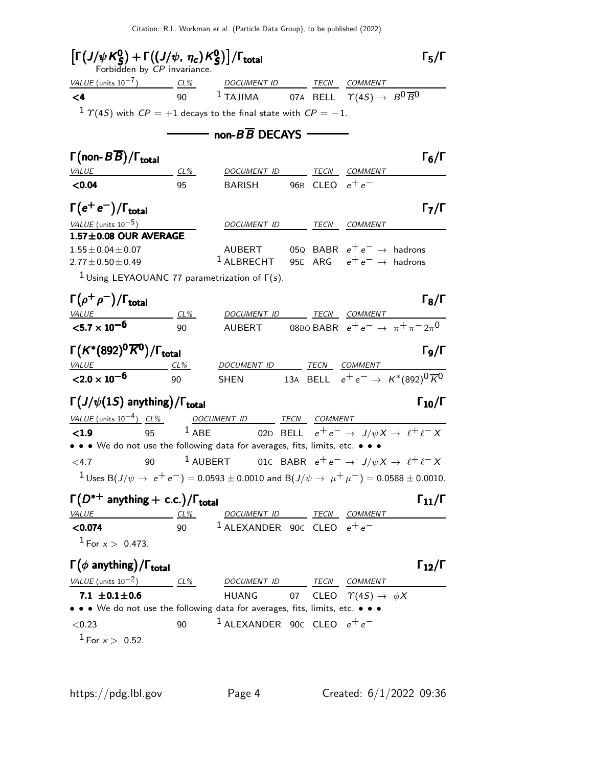### $\left[\Gamma(J/\psi K^0_S) + \Gamma((J/\psi,\ \eta_c) K^0_S)\right]/\Gamma_{\text{total}}$ $\Gamma_5/\Gamma$

Forbidden by $CP$ invariance.

| VALUE (units $10^{-7}$) | CL% | DOCUMENT ID | | TECN | COMMENT |
|---|---|---|---|---|---|
| **<4** | 90 | [1] TAJIMA | 07A | BELL | $\Upsilon(4S) \to B^0 \overline{B}^0$ |

[1] $\Upsilon(4S)$ with $CP = +1$ decays to the final state with $CP = -1$.

## non-$B\overline{B}$ DECAYS

### $\Gamma(\text{non-}B\overline{B})/\Gamma_{\text{total}}$ $\Gamma_6/\Gamma$

| VALUE | CL% | DOCUMENT ID | | TECN | COMMENT |
|---|---|---|---|---|---|
| **<0.04** | 95 | BARISH | 96B | CLEO | $e^+e^-$ |

### $\Gamma(e^+e^-)/\Gamma_{\text{total}}$ $\Gamma_7/\Gamma$

| VALUE (units $10^{-5}$) | DOCUMENT ID | | TECN | COMMENT |
|---|---|---|---|---|
| **1.57±0.08 OUR AVERAGE** | | | | |
| $1.55 \pm 0.04 \pm 0.07$ | AUBERT | 05Q | BABR | $e^+e^- \to$ hadrons |
| $2.77 \pm 0.50 \pm 0.49$ | [1] ALBRECHT | 95E | ARG | $e^+e^- \to$ hadrons |

[1] Using LEYAOUANC 77 parametrization of $\Gamma(s)$.

### $\Gamma(\rho^+\rho^-)/\Gamma_{\text{total}}$ $\Gamma_8/\Gamma$

| VALUE | CL% | DOCUMENT ID | | TECN | COMMENT |
|---|---|---|---|---|---|
| **$<5.7 \times 10^{-6}$** | 90 | AUBERT | 08BO | BABR | $e^+e^- \to \pi^+\pi^- 2\pi^0$ |

### $\Gamma(K^*(892)^0 \overline{K}^0)/\Gamma_{\text{total}}$ $\Gamma_9/\Gamma$

| VALUE | CL% | DOCUMENT ID | | TECN | COMMENT |
|---|---|---|---|---|---|
| **$<2.0 \times 10^{-6}$** | 90 | SHEN | 13A | BELL | $e^+e^- \to K^*(892)^0 \overline{K}^0$ |

### $\Gamma(J/\psi(1S)\text{ anything})/\Gamma_{\text{total}}$ $\Gamma_{10}/\Gamma$

| VALUE (units $10^{-4}$) | CL% | DOCUMENT ID | | TECN | COMMENT |
|---|---|---|---|---|---|
| **<1.9** | 95 | [1] ABE | 02D | BELL | $e^+e^- \to J/\psi X \to \ell^+\ell^- X$ |
| • • • We do not use the following data for averages, fits, limits, etc. • • • | | | | | |
| <4.7 | 90 | [1] AUBERT | 01C | BABR | $e^+e^- \to J/\psi X \to \ell^+\ell^- X$ |

[1] Uses $B(J/\psi \to e^+e^-) = 0.0593 \pm 0.0010$ and $B(J/\psi \to \mu^+\mu^-) = 0.0588 \pm 0.0010$.

### $\Gamma(D^{*+}\text{ anything} + \text{c.c.})/\Gamma_{\text{total}}$ $\Gamma_{11}/\Gamma$

| VALUE | CL% | DOCUMENT ID | | TECN | COMMENT |
|---|---|---|---|---|---|
| **<0.074** | 90 | [1] ALEXANDER | 90C | CLEO | $e^+e^-$ |

[1] For $x > 0.473$.

### $\Gamma(\phi\text{ anything})/\Gamma_{\text{total}}$ $\Gamma_{12}/\Gamma$

| VALUE (units $10^{-2}$) | CL% | DOCUMENT ID | | TECN | COMMENT |
|---|---|---|---|---|---|
| **7.1 ±0.1±0.6** | | HUANG | 07 | CLEO | $\Upsilon(4S) \to \phi X$ |
| • • • We do not use the following data for averages, fits, limits, etc. • • • | | | | | |
| <0.23 | 90 | [1] ALEXANDER | 90C | CLEO | $e^+e^-$ |

[1] For $x > 0.52$.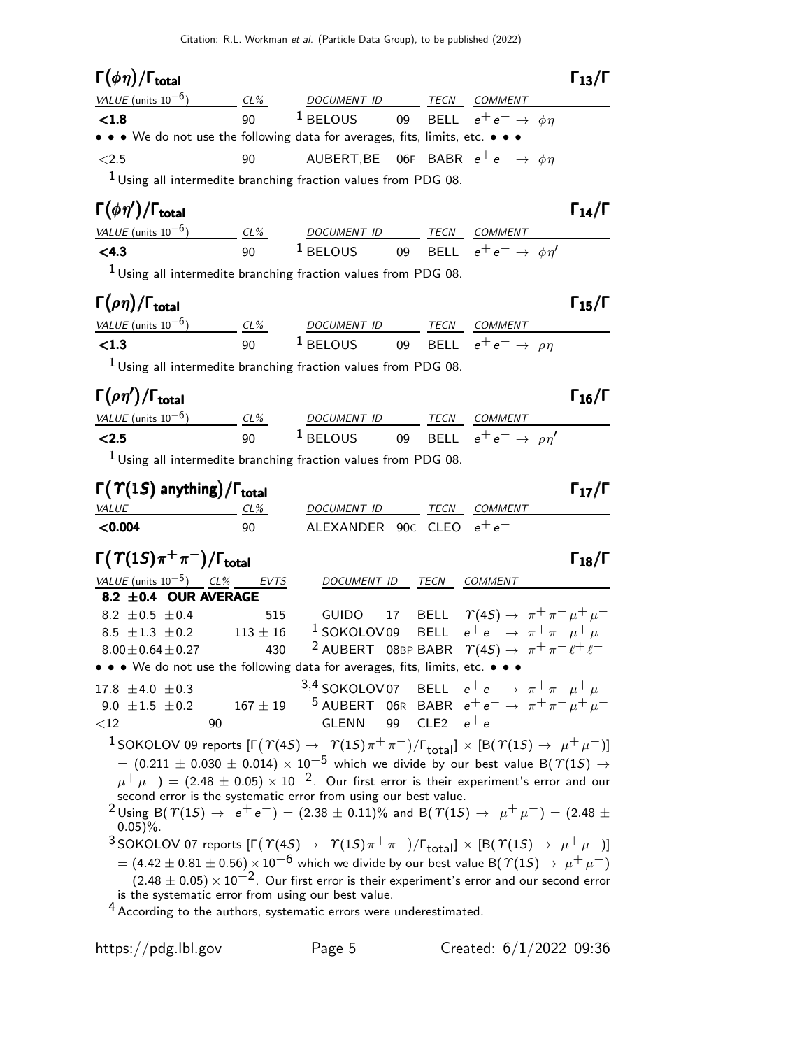## $\Gamma(\phi\eta)/\Gamma_{\text{total}}$ $\Gamma_{13}/\Gamma$

| VALUE (units $10^{-6}$) | CL% | DOCUMENT ID | | TECN | COMMENT |
|---|---|---|---|---|---|
| **<1.8** | 90 | [1] BELOUS | 09 | BELL | $e^+e^- \to \phi\eta$ |
| • • • We do not use the following data for averages, fits, limits, etc. • • • | | | | | |
| <2.5 | 90 | AUBERT,BE | 06F | BABR | $e^+e^- \to \phi\eta$ |

[1] Using all intermedite branching fraction values from PDG 08.

## $\Gamma(\phi\eta')/\Gamma_{\text{total}}$ $\Gamma_{14}/\Gamma$

| VALUE (units $10^{-6}$) | CL% | DOCUMENT ID | | TECN | COMMENT |
|---|---|---|---|---|---|
| **<4.3** | 90 | [1] BELOUS | 09 | BELL | $e^+e^- \to \phi\eta'$ |

[1] Using all intermedite branching fraction values from PDG 08.

## $\Gamma(\rho\eta)/\Gamma_{\text{total}}$ $\Gamma_{15}/\Gamma$

| VALUE (units $10^{-6}$) | CL% | DOCUMENT ID | | TECN | COMMENT |
|---|---|---|---|---|---|
| **<1.3** | 90 | [1] BELOUS | 09 | BELL | $e^+e^- \to \rho\eta$ |

[1] Using all intermedite branching fraction values from PDG 08.

## $\Gamma(\rho\eta')/\Gamma_{\text{total}}$ $\Gamma_{16}/\Gamma$

| VALUE (units $10^{-6}$) | CL% | DOCUMENT ID | | TECN | COMMENT |
|---|---|---|---|---|---|
| **<2.5** | 90 | [1] BELOUS | 09 | BELL | $e^+e^- \to \rho\eta'$ |

[1] Using all intermedite branching fraction values from PDG 08.

## $\Gamma(\Upsilon(1S)\text{ anything})/\Gamma_{\text{total}}$ $\Gamma_{17}/\Gamma$

| VALUE | CL% | DOCUMENT ID | | TECN | COMMENT |
|---|---|---|---|---|---|
| **<0.004** | 90 | ALEXANDER | 90C | CLEO | $e^+e^-$ |

## $\Gamma(\Upsilon(1S)\pi^+\pi^-)/\Gamma_{\text{total}}$ $\Gamma_{18}/\Gamma$

| VALUE (units $10^{-5}$) | CL% | EVTS | DOCUMENT ID | | TECN | COMMENT |
|---|---|---|---|---|---|---|
| **8.2 ±0.4 OUR AVERAGE** | | | | | | |
| 8.2 ±0.5 ±0.4 | | 515 | GUIDO | 17 | BELL | $\Upsilon(4S) \to \pi^+\pi^-\mu^+\mu^-$ |
| 8.5 ±1.3 ±0.2 | | 113 ± 16 | [1] SOKOLOV | 09 | BELL | $e^+e^- \to \pi^+\pi^-\mu^+\mu^-$ |
| 8.00±0.64±0.27 | | 430 | [2] AUBERT | 08BP | BABR | $\Upsilon(4S) \to \pi^+\pi^-\ell^+\ell^-$ |
| • • • We do not use the following data for averages, fits, limits, etc. • • • | | | | | | |
| 17.8 ±4.0 ±0.3 | | | [3,4] SOKOLOV | 07 | BELL | $e^+e^- \to \pi^+\pi^-\mu^+\mu^-$ |
| 9.0 ±1.5 ±0.2 | | 167 ± 19 | [5] AUBERT | 06R | BABR | $e^+e^- \to \pi^+\pi^-\mu^+\mu^-$ |
| <12 | 90 | | GLENN | 99 | CLE2 | $e^+e^-$ |

[1] SOKOLOV 09 reports $[\Gamma(\Upsilon(4S) \to \Upsilon(1S)\pi^+\pi^-)/\Gamma_{\text{total}}] \times [B(\Upsilon(1S) \to \mu^+\mu^-)] = (0.211 \pm 0.030 \pm 0.014) \times 10^{-5}$ which we divide by our best value $B(\Upsilon(1S) \to \mu^+\mu^-) = (2.48 \pm 0.05) \times 10^{-2}$. Our first error is their experiment's error and our second error is the systematic error from using our best value.

[2] Using $B(\Upsilon(1S) \to e^+e^-) = (2.38 \pm 0.11)\%$ and $B(\Upsilon(1S) \to \mu^+\mu^-) = (2.48 \pm 0.05)\%$.

[3] SOKOLOV 07 reports $[\Gamma(\Upsilon(4S) \to \Upsilon(1S)\pi^+\pi^-)/\Gamma_{\text{total}}] \times [B(\Upsilon(1S) \to \mu^+\mu^-)] = (4.42 \pm 0.81 \pm 0.56) \times 10^{-6}$ which we divide by our best value $B(\Upsilon(1S) \to \mu^+\mu^-) = (2.48 \pm 0.05) \times 10^{-2}$. Our first error is their experiment's error and our second error is the systematic error from using our best value.

[4] According to the authors, systematic errors were underestimated.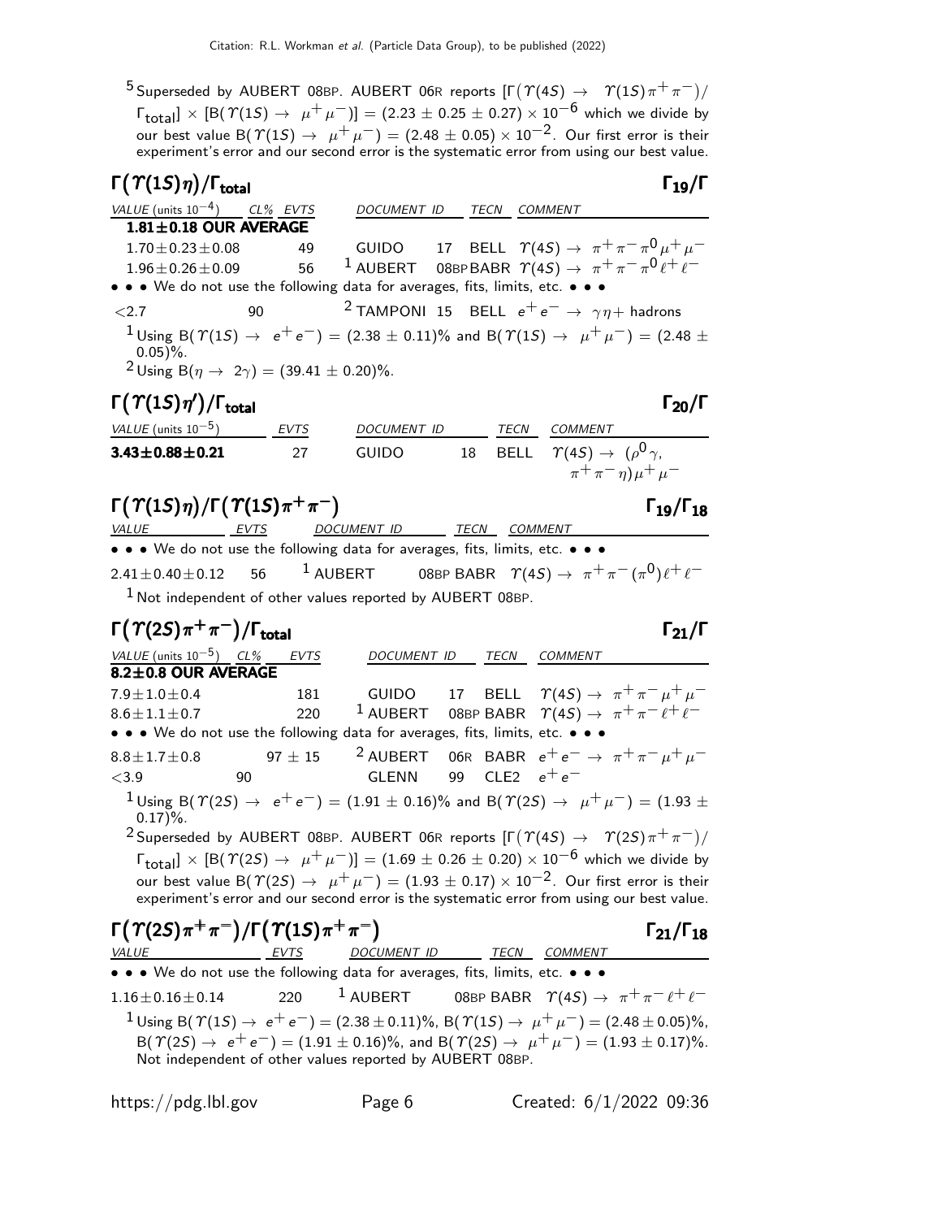[5] Superseded by AUBERT 08BP. AUBERT 06R reports $[\Gamma(\Upsilon(4S) \to \Upsilon(1S)\pi^+\pi^-)/\Gamma_{\text{total}}] \times [B(\Upsilon(1S) \to \mu^+\mu^-)] = (2.23 \pm 0.25 \pm 0.27) \times 10^{-6}$ which we divide by our best value $B(\Upsilon(1S) \to \mu^+\mu^-) = (2.48 \pm 0.05) \times 10^{-2}$. Our first error is their experiment's error and our second error is the systematic error from using our best value.

## $\Gamma(\Upsilon(1S)\eta)/\Gamma_{\text{total}}$ — $\Gamma_{19}/\Gamma$

| VALUE (units $10^{-4}$) | CL% | EVTS | DOCUMENT ID | | TECN | COMMENT |
|---|---|---|---|---|---|---|
| **1.81±0.18 OUR AVERAGE** | | | | | | |
| $1.70\pm0.23\pm0.08$ | | 49 | GUIDO | 17 | BELL | $\Upsilon(4S) \to \pi^+\pi^-\pi^0\mu^+\mu^-$ |
| $1.96\pm0.26\pm0.09$ | | 56 | [1] AUBERT | 08BP | BABR | $\Upsilon(4S) \to \pi^+\pi^-\pi^0\ell^+\ell^-$ |
| • • • We do not use the following data for averages, fits, limits, etc. • • • | | | | | | |
| $<2.7$ | 90 | | [2] TAMPONI | 15 | BELL | $e^+e^- \to \gamma\eta+$ hadrons |

[1] Using $B(\Upsilon(1S) \to e^+e^-) = (2.38 \pm 0.11)\%$ and $B(\Upsilon(1S) \to \mu^+\mu^-) = (2.48 \pm 0.05)\%$.

[2] Using $B(\eta \to 2\gamma) = (39.41 \pm 0.20)\%$.

## $\Gamma(\Upsilon(1S)\eta')/\Gamma_{\text{total}}$ — $\Gamma_{20}/\Gamma$

| VALUE (units $10^{-5}$) | EVTS | DOCUMENT ID | | TECN | COMMENT |
|---|---|---|---|---|---|
| **3.43±0.88±0.21** | 27 | GUIDO | 18 | BELL | $\Upsilon(4S) \to (\rho^0\gamma, \pi^+\pi^-\eta)\mu^+\mu^-$ |

## $\Gamma(\Upsilon(1S)\eta)/\Gamma(\Upsilon(1S)\pi^+\pi^-)$ — $\Gamma_{19}/\Gamma_{18}$

| VALUE | EVTS | DOCUMENT ID | | TECN | COMMENT |
|---|---|---|---|---|---|
| • • • We do not use the following data for averages, fits, limits, etc. • • • | | | | | |
| $2.41\pm0.40\pm0.12$ | 56 | [1] AUBERT | 08BP | BABR | $\Upsilon(4S) \to \pi^+\pi^-(\pi^0)\ell^+\ell^-$ |

[1] Not independent of other values reported by AUBERT 08BP.

## $\Gamma(\Upsilon(2S)\pi^+\pi^-)/\Gamma_{\text{total}}$ — $\Gamma_{21}/\Gamma$

| VALUE (units $10^{-5}$) | CL% | EVTS | DOCUMENT ID | | TECN | COMMENT |
|---|---|---|---|---|---|---|
| **8.2±0.8 OUR AVERAGE** | | | | | | |
| $7.9\pm1.0\pm0.4$ | | 181 | GUIDO | 17 | BELL | $\Upsilon(4S) \to \pi^+\pi^-\mu^+\mu^-$ |
| $8.6\pm1.1\pm0.7$ | | 220 | [1] AUBERT | 08BP | BABR | $\Upsilon(4S) \to \pi^+\pi^-\ell^+\ell^-$ |
| • • • We do not use the following data for averages, fits, limits, etc. • • • | | | | | | |
| $8.8\pm1.7\pm0.8$ | | $97 \pm 15$ | [2] AUBERT | 06R | BABR | $e^+e^- \to \pi^+\pi^-\mu^+\mu^-$ |
| $<3.9$ | 90 | | GLENN | 99 | CLE2 | $e^+e^-$ |

[1] Using $B(\Upsilon(2S) \to e^+e^-) = (1.91 \pm 0.16)\%$ and $B(\Upsilon(2S) \to \mu^+\mu^-) = (1.93 \pm 0.17)\%$.

[2] Superseded by AUBERT 08BP. AUBERT 06R reports $[\Gamma(\Upsilon(4S) \to \Upsilon(2S)\pi^+\pi^-)/\Gamma_{\text{total}}] \times [B(\Upsilon(2S) \to \mu^+\mu^-)] = (1.69 \pm 0.26 \pm 0.20) \times 10^{-6}$ which we divide by our best value $B(\Upsilon(2S) \to \mu^+\mu^-) = (1.93 \pm 0.17) \times 10^{-2}$. Our first error is their experiment's error and our second error is the systematic error from using our best value.

## $\Gamma(\Upsilon(2S)\pi^+\pi^-)/\Gamma(\Upsilon(1S)\pi^+\pi^-)$ — $\Gamma_{21}/\Gamma_{18}$

| VALUE | EVTS | DOCUMENT ID | | TECN | COMMENT |
|---|---|---|---|---|---|
| • • • We do not use the following data for averages, fits, limits, etc. • • • | | | | | |
| $1.16\pm0.16\pm0.14$ | 220 | [1] AUBERT | 08BP | BABR | $\Upsilon(4S) \to \pi^+\pi^-\ell^+\ell^-$ |

[1] Using $B(\Upsilon(1S) \to e^+e^-) = (2.38 \pm 0.11)\%$, $B(\Upsilon(1S) \to \mu^+\mu^-) = (2.48 \pm 0.05)\%$, $B(\Upsilon(2S) \to e^+e^-) = (1.91 \pm 0.16)\%$, and $B(\Upsilon(2S) \to \mu^+\mu^-) = (1.93 \pm 0.17)\%$. Not independent of other values reported by AUBERT 08BP.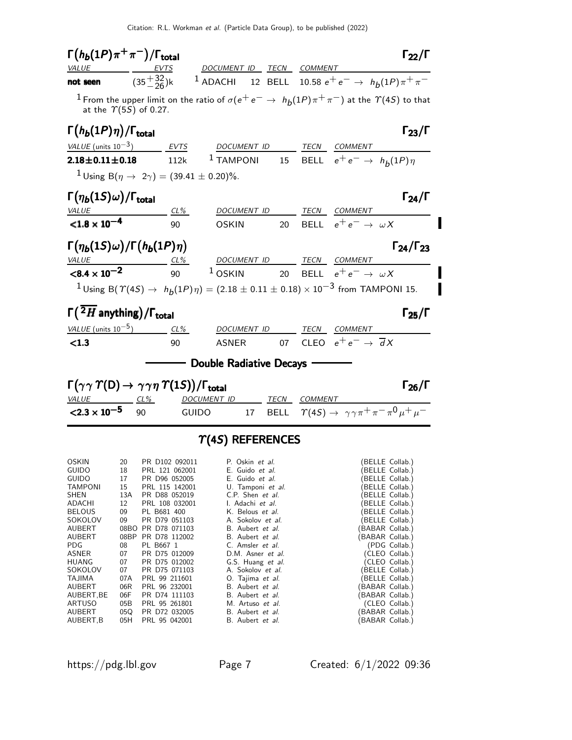### $\Gamma(h_b(1P)\pi^+\pi^-)/\Gamma_{\text{total}}$ $\qquad\Gamma_{22}/\Gamma$

| VALUE | EVTS | DOCUMENT ID | | TECN | COMMENT |
|---|---|---|---|---|---|
| **not seen** | $(35^{+32}_{-26})$k | [1] ADACHI | 12 | BELL | 10.58 $e^+e^- \to h_b(1P)\pi^+\pi^-$ |

[1] From the upper limit on the ratio of $\sigma(e^+e^- \to h_b(1P)\pi^+\pi^-)$ at the $\Upsilon(4S)$ to that at the $\Upsilon(5S)$ of 0.27.

### $\Gamma(h_b(1P)\eta)/\Gamma_{\text{total}}$ $\qquad\Gamma_{23}/\Gamma$

| VALUE (units $10^{-3}$) | EVTS | DOCUMENT ID | | TECN | COMMENT |
|---|---|---|---|---|---|
| **2.18±0.11±0.18** | 112k | [1] TAMPONI | 15 | BELL | $e^+e^- \to h_b(1P)\eta$ |

[1] Using $B(\eta \to 2\gamma) = (39.41 \pm 0.20)\%$.

### $\Gamma(\eta_b(1S)\omega)/\Gamma_{\text{total}}$ $\qquad\Gamma_{24}/\Gamma$

| VALUE | CL% | DOCUMENT ID | | TECN | COMMENT |
|---|---|---|---|---|---|
| $<1.8 \times 10^{-4}$ | 90 | OSKIN | 20 | BELL | $e^+e^- \to \omega X$ |

### $\Gamma(\eta_b(1S)\omega)/\Gamma(h_b(1P)\eta)$ $\qquad\Gamma_{24}/\Gamma_{23}$

| VALUE | CL% | DOCUMENT ID | | TECN | COMMENT |
|---|---|---|---|---|---|
| $<8.4 \times 10^{-2}$ | 90 | [1] OSKIN | 20 | BELL | $e^+e^- \to \omega X$ |

[1] Using $B(\Upsilon(4S) \to h_b(1P)\eta) = (2.18 \pm 0.11 \pm 0.18) \times 10^{-3}$ from TAMPONI 15.

### $\Gamma(\overline{^2H}\text{ anything})/\Gamma_{\text{total}}$ $\qquad\Gamma_{25}/\Gamma$

| VALUE (units $10^{-5}$) | CL% | DOCUMENT ID | | TECN | COMMENT |
|---|---|---|---|---|---|
| $<1.3$ | 90 | ASNER | 07 | CLEO | $e^+e^- \to \overline{d}X$ |

## Double Radiative Decays

### $\Gamma(\gamma\gamma\Upsilon(D) \to \gamma\gamma\eta\Upsilon(1S))/\Gamma_{\text{total}}$ $\qquad\Gamma_{26}/\Gamma$

| VALUE | CL% | DOCUMENT ID | | TECN | COMMENT |
|---|---|---|---|---|---|
| $<2.3 \times 10^{-5}$ | 90 | GUIDO | 17 | BELL | $\Upsilon(4S) \to \gamma\gamma\pi^+\pi^-\pi^0\mu^+\mu^-$ |

## $\Upsilon(4S)$ REFERENCES

| | | | | |
|---|---|---|---|---|
| OSKIN | 20 | PR D102 092011 | P. Oskin *et al.* | (BELLE Collab.) |
| GUIDO | 18 | PRL 121 062001 | E. Guido *et al.* | (BELLE Collab.) |
| GUIDO | 17 | PR D96 052005 | E. Guido *et al.* | (BELLE Collab.) |
| TAMPONI | 15 | PRL 115 142001 | U. Tamponi *et al.* | (BELLE Collab.) |
| SHEN | 13A | PR D88 052019 | C.P. Shen *et al.* | (BELLE Collab.) |
| ADACHI | 12 | PRL 108 032001 | I. Adachi *et al.* | (BELLE Collab.) |
| BELOUS | 09 | PL B681 400 | K. Belous *et al.* | (BELLE Collab.) |
| SOKOLOV | 09 | PR D79 051103 | A. Sokolov *et al.* | (BELLE Collab.) |
| AUBERT | 08BO | PR D78 071103 | B. Aubert *et al.* | (BABAR Collab.) |
| AUBERT | 08BP | PR D78 112002 | B. Aubert *et al.* | (BABAR Collab.) |
| PDG | 08 | PL B667 1 | C. Amsler *et al.* | (PDG Collab.) |
| ASNER | 07 | PR D75 012009 | D.M. Asner *et al.* | (CLEO Collab.) |
| HUANG | 07 | PR D75 012002 | G.S. Huang *et al.* | (CLEO Collab.) |
| SOKOLOV | 07 | PR D75 071103 | A. Sokolov *et al.* | (BELLE Collab.) |
| TAJIMA | 07A | PRL 98 211601 | O. Tajima *et al.* | (BELLE Collab.) |
| AUBERT | 06R | PRL 96 232001 | B. Aubert *et al.* | (BABAR Collab.) |
| AUBERT,BE | 06F | PR D74 111103 | B. Aubert *et al.* | (BABAR Collab.) |
| ARTUSO | 05B | PRL 95 261801 | M. Artuso *et al.* | (CLEO Collab.) |
| AUBERT | 05Q | PR D72 032005 | B. Aubert *et al.* | (BABAR Collab.) |
| AUBERT,B | 05H | PRL 95 042001 | B. Aubert *et al.* | (BABAR Collab.) |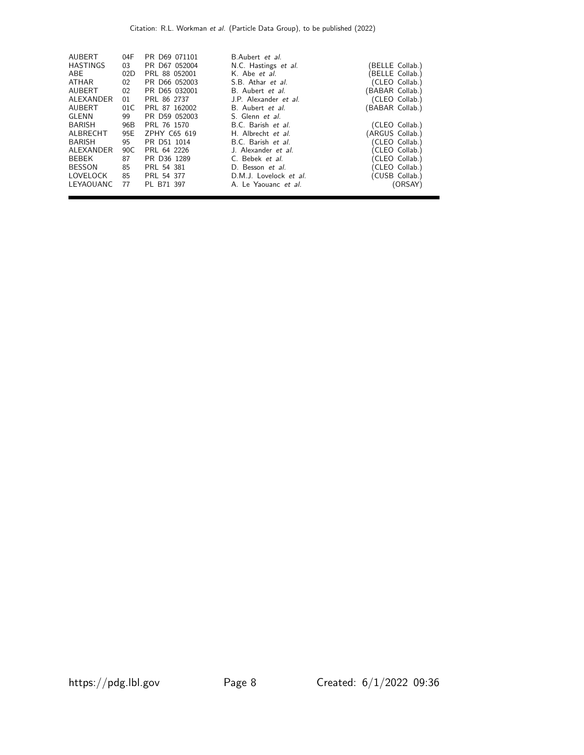| | | | | |
|---|---|---|---|---|
| AUBERT | 04F | PR D69 071101 | B.Aubert *et al.* | |
| HASTINGS | 03 | PR D67 052004 | N.C. Hastings *et al.* | (BELLE Collab.) |
| ABE | 02D | PRL 88 052001 | K. Abe *et al.* | (BELLE Collab.) |
| ATHAR | 02 | PR D66 052003 | S.B. Athar *et al.* | (CLEO Collab.) |
| AUBERT | 02 | PR D65 032001 | B. Aubert *et al.* | (BABAR Collab.) |
| ALEXANDER | 01 | PRL 86 2737 | J.P. Alexander *et al.* | (CLEO Collab.) |
| AUBERT | 01C | PRL 87 162002 | B. Aubert *et al.* | (BABAR Collab.) |
| GLENN | 99 | PR D59 052003 | S. Glenn *et al.* | |
| BARISH | 96B | PRL 76 1570 | B.C. Barish *et al.* | (CLEO Collab.) |
| ALBRECHT | 95E | ZPHY C65 619 | H. Albrecht *et al.* | (ARGUS Collab.) |
| BARISH | 95 | PR D51 1014 | B.C. Barish *et al.* | (CLEO Collab.) |
| ALEXANDER | 90C | PRL 64 2226 | J. Alexander *et al.* | (CLEO Collab.) |
| BEBEK | 87 | PR D36 1289 | C. Bebek *et al.* | (CLEO Collab.) |
| BESSON | 85 | PRL 54 381 | D. Besson *et al.* | (CLEO Collab.) |
| LOVELOCK | 85 | PRL 54 377 | D.M.J. Lovelock *et al.* | (CUSB Collab.) |
| LEYAOUANC | 77 | PL B71 397 | A. Le Yaouanc *et al.* | (ORSAY) |